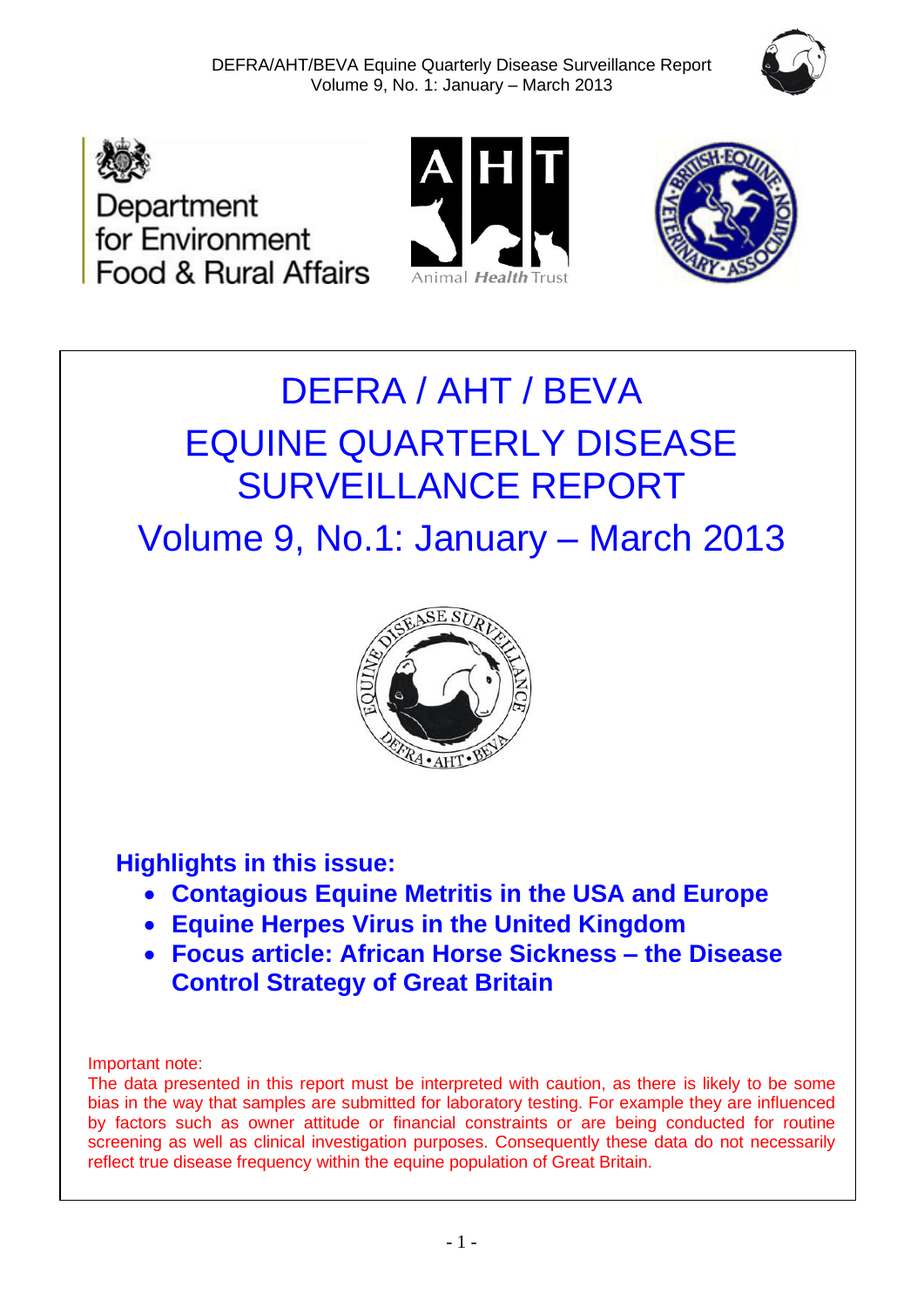# DEFRA / AHT / BEVA

# EQUINE QUARTERLY DISEASE SURVEILLANCE REPORT

## Volume 9, No.1: January – March 2013

**Highlights in this issue:**

- **Contagious Equine Metritis in the USA and Europe**
- **Equine Herpes Virus in the United Kingdom**
- **Focus article: African Horse Sickness – the Disease Control Strategy of Great Britain**

Important note:
The data presented in this report must be interpreted with caution, as there is likely to be some bias in the way that samples are submitted for laboratory testing. For example they are influenced by factors such as owner attitude or financial constraints or are being conducted for routine screening as well as clinical investigation purposes. Consequently these data do not necessarily reflect true disease frequency within the equine population of Great Britain.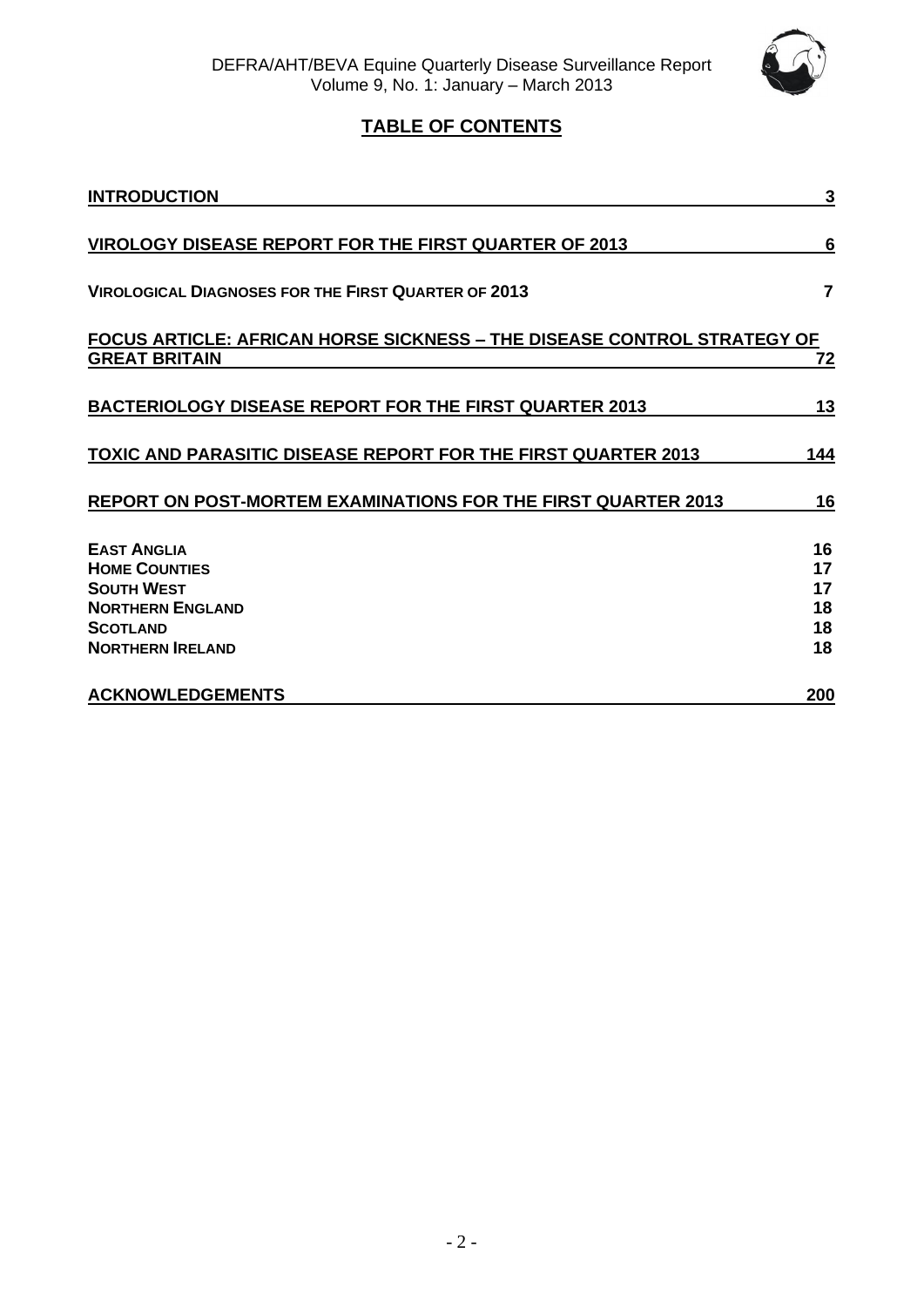## TABLE OF CONTENTS

| | |
|---|---|
| **INTRODUCTION** | **3** |
| **VIROLOGY DISEASE REPORT FOR THE FIRST QUARTER OF 2013** | **6** |
| **VIROLOGICAL DIAGNOSES FOR THE FIRST QUARTER OF 2013** | **7** |
| **FOCUS ARTICLE: AFRICAN HORSE SICKNESS – THE DISEASE CONTROL STRATEGY OF GREAT BRITAIN** | **72** |
| **BACTERIOLOGY DISEASE REPORT FOR THE FIRST QUARTER 2013** | **13** |
| **TOXIC AND PARASITIC DISEASE REPORT FOR THE FIRST QUARTER 2013** | **144** |
| **REPORT ON POST-MORTEM EXAMINATIONS FOR THE FIRST QUARTER 2013** | **16** |
| **EAST ANGLIA** | **16** |
| **HOME COUNTIES** | **17** |
| **SOUTH WEST** | **17** |
| **NORTHERN ENGLAND** | **18** |
| **SCOTLAND** | **18** |
| **NORTHERN IRELAND** | **18** |
| **ACKNOWLEDGEMENTS** | **200** |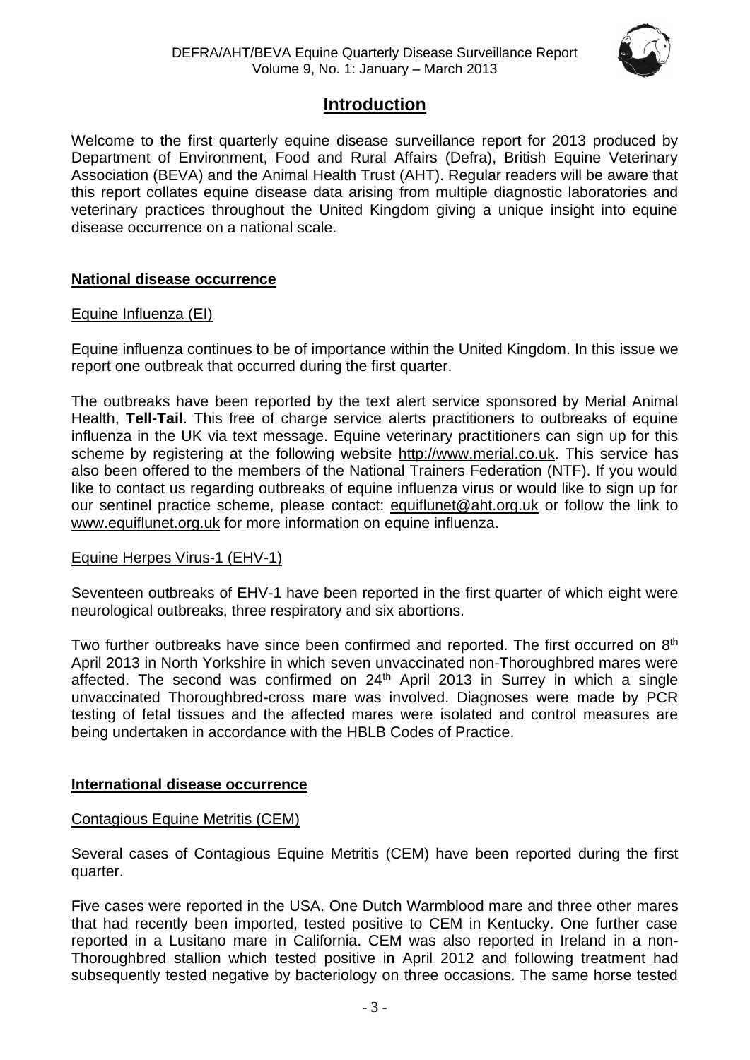# Introduction

Welcome to the first quarterly equine disease surveillance report for 2013 produced by Department of Environment, Food and Rural Affairs (Defra), British Equine Veterinary Association (BEVA) and the Animal Health Trust (AHT). Regular readers will be aware that this report collates equine disease data arising from multiple diagnostic laboratories and veterinary practices throughout the United Kingdom giving a unique insight into equine disease occurrence on a national scale.

## National disease occurrence

### Equine Influenza (EI)

Equine influenza continues to be of importance within the United Kingdom. In this issue we report one outbreak that occurred during the first quarter.

The outbreaks have been reported by the text alert service sponsored by Merial Animal Health, **Tell-Tail**. This free of charge service alerts practitioners to outbreaks of equine influenza in the UK via text message. Equine veterinary practitioners can sign up for this scheme by registering at the following website http://www.merial.co.uk. This service has also been offered to the members of the National Trainers Federation (NTF). If you would like to contact us regarding outbreaks of equine influenza virus or would like to sign up for our sentinel practice scheme, please contact: equiflunet@aht.org.uk or follow the link to www.equiflunet.org.uk for more information on equine influenza.

### Equine Herpes Virus-1 (EHV-1)

Seventeen outbreaks of EHV-1 have been reported in the first quarter of which eight were neurological outbreaks, three respiratory and six abortions.

Two further outbreaks have since been confirmed and reported. The first occurred on 8th April 2013 in North Yorkshire in which seven unvaccinated non-Thoroughbred mares were affected. The second was confirmed on 24th April 2013 in Surrey in which a single unvaccinated Thoroughbred-cross mare was involved. Diagnoses were made by PCR testing of fetal tissues and the affected mares were isolated and control measures are being undertaken in accordance with the HBLB Codes of Practice.

## International disease occurrence

### Contagious Equine Metritis (CEM)

Several cases of Contagious Equine Metritis (CEM) have been reported during the first quarter.

Five cases were reported in the USA. One Dutch Warmblood mare and three other mares that had recently been imported, tested positive to CEM in Kentucky. One further case reported in a Lusitano mare in California. CEM was also reported in Ireland in a non-Thoroughbred stallion which tested positive in April 2012 and following treatment had subsequently tested negative by bacteriology on three occasions. The same horse tested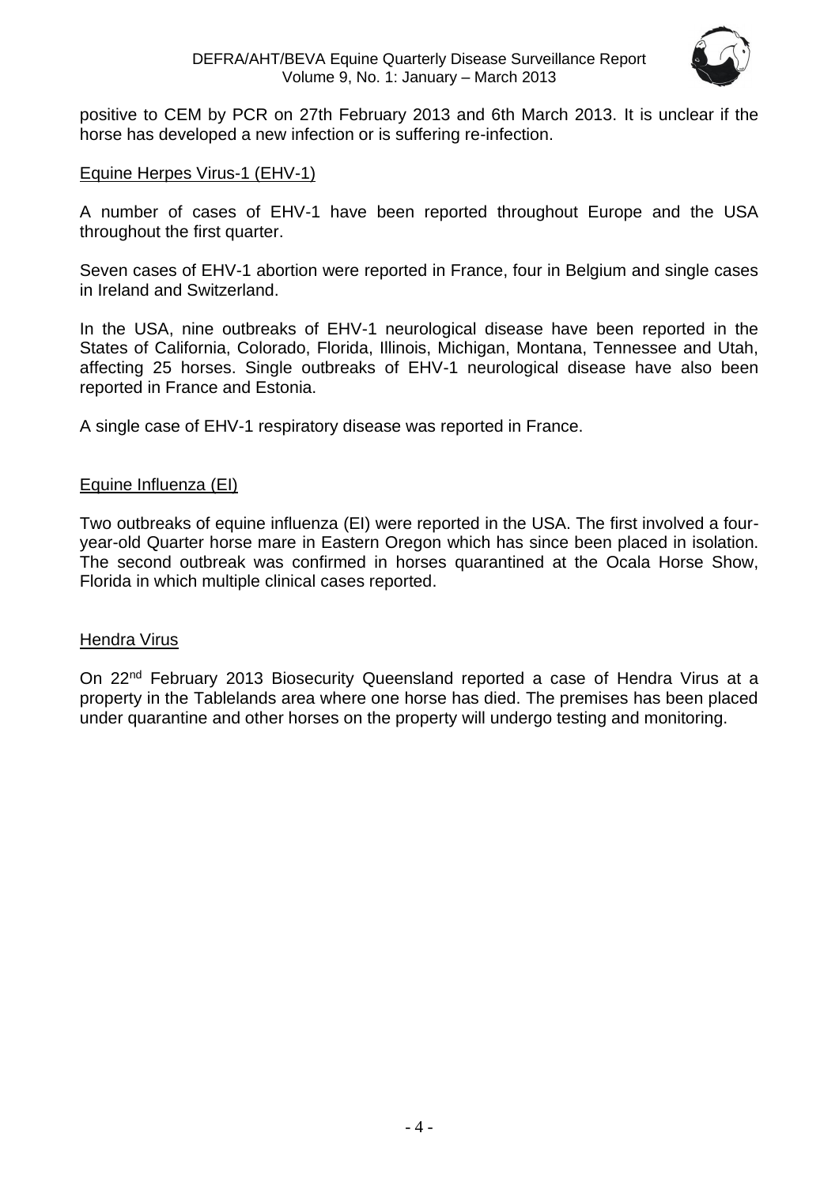positive to CEM by PCR on 27th February 2013 and 6th March 2013. It is unclear if the horse has developed a new infection or is suffering re-infection.

## Equine Herpes Virus-1 (EHV-1)

A number of cases of EHV-1 have been reported throughout Europe and the USA throughout the first quarter.

Seven cases of EHV-1 abortion were reported in France, four in Belgium and single cases in Ireland and Switzerland.

In the USA, nine outbreaks of EHV-1 neurological disease have been reported in the States of California, Colorado, Florida, Illinois, Michigan, Montana, Tennessee and Utah, affecting 25 horses. Single outbreaks of EHV-1 neurological disease have also been reported in France and Estonia.

A single case of EHV-1 respiratory disease was reported in France.

## Equine Influenza (EI)

Two outbreaks of equine influenza (EI) were reported in the USA. The first involved a four-year-old Quarter horse mare in Eastern Oregon which has since been placed in isolation. The second outbreak was confirmed in horses quarantined at the Ocala Horse Show, Florida in which multiple clinical cases reported.

## Hendra Virus

On 22nd February 2013 Biosecurity Queensland reported a case of Hendra Virus at a property in the Tablelands area where one horse has died. The premises has been placed under quarantine and other horses on the property will undergo testing and monitoring.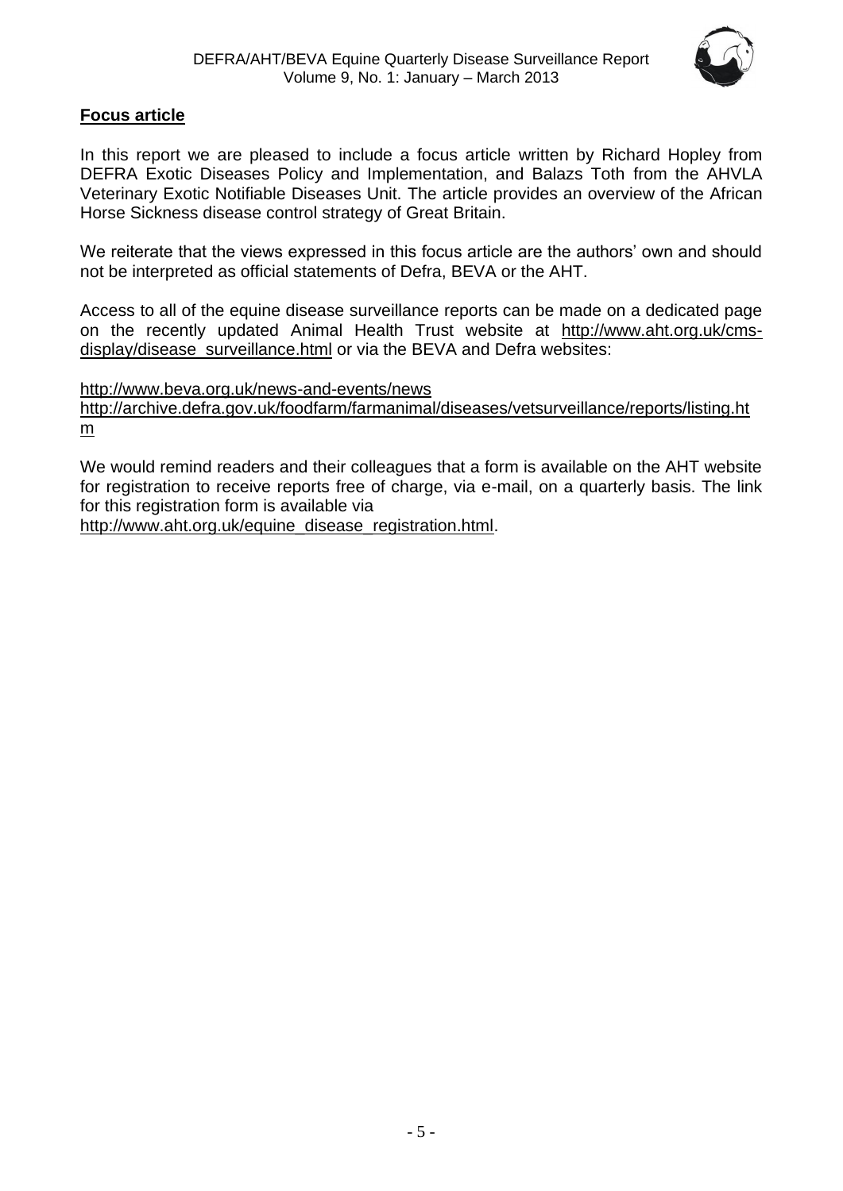## Focus article

In this report we are pleased to include a focus article written by Richard Hopley from DEFRA Exotic Diseases Policy and Implementation, and Balazs Toth from the AHVLA Veterinary Exotic Notifiable Diseases Unit. The article provides an overview of the African Horse Sickness disease control strategy of Great Britain.

We reiterate that the views expressed in this focus article are the authors' own and should not be interpreted as official statements of Defra, BEVA or the AHT.

Access to all of the equine disease surveillance reports can be made on a dedicated page on the recently updated Animal Health Trust website at http://www.aht.org.uk/cms-display/disease_surveillance.html or via the BEVA and Defra websites:

http://www.beva.org.uk/news-and-events/news
http://archive.defra.gov.uk/foodfarm/farmanimal/diseases/vetsurveillance/reports/listing.htm

We would remind readers and their colleagues that a form is available on the AHT website for registration to receive reports free of charge, via e-mail, on a quarterly basis. The link for this registration form is available via http://www.aht.org.uk/equine_disease_registration.html.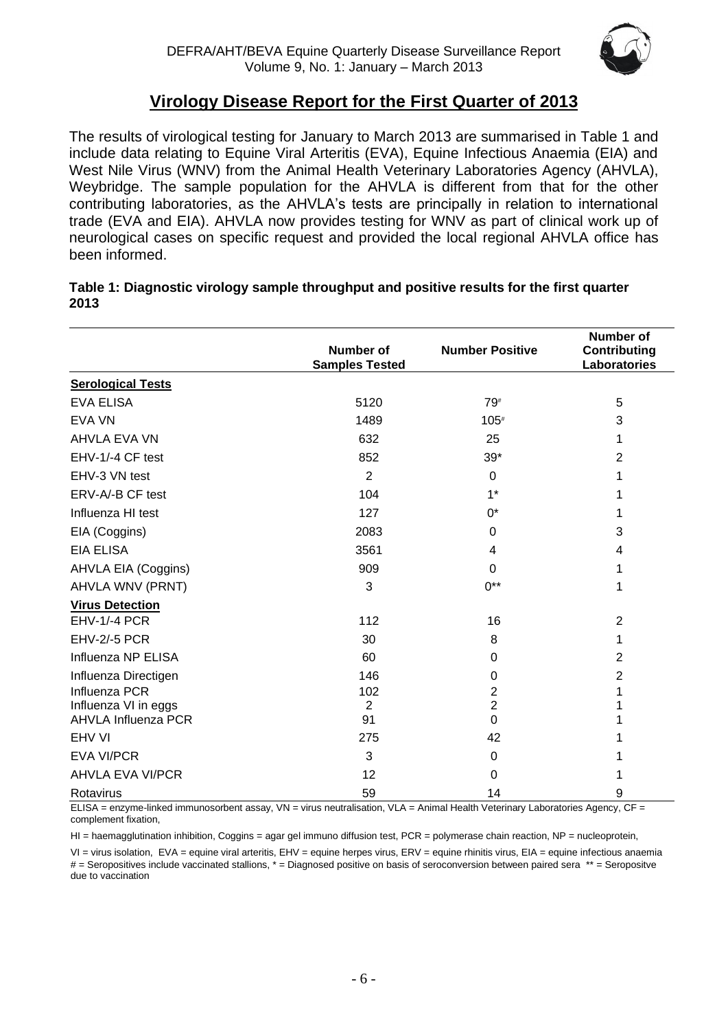## Virology Disease Report for the First Quarter of 2013

The results of virological testing for January to March 2013 are summarised in Table 1 and include data relating to Equine Viral Arteritis (EVA), Equine Infectious Anaemia (EIA) and West Nile Virus (WNV) from the Animal Health Veterinary Laboratories Agency (AHVLA), Weybridge. The sample population for the AHVLA is different from that for the other contributing laboratories, as the AHVLA's tests are principally in relation to international trade (EVA and EIA). AHVLA now provides testing for WNV as part of clinical work up of neurological cases on specific request and provided the local regional AHVLA office has been informed.

**Table 1: Diagnostic virology sample throughput and positive results for the first quarter 2013**

| | Number of Samples Tested | Number Positive | Number of Contributing Laboratories |
|---|---|---|---|
| **Serological Tests** | | | |
| EVA ELISA | 5120 | 79# | 5 |
| EVA VN | 1489 | 105# | 3 |
| AHVLA EVA VN | 632 | 25 | 1 |
| EHV-1/-4 CF test | 852 | 39* | 2 |
| EHV-3 VN test | 2 | 0 | 1 |
| ERV-A/-B CF test | 104 | 1* | 1 |
| Influenza HI test | 127 | 0* | 1 |
| EIA (Coggins) | 2083 | 0 | 3 |
| EIA ELISA | 3561 | 4 | 4 |
| AHVLA EIA (Coggins) | 909 | 0 | 1 |
| AHVLA WNV (PRNT) | 3 | 0** | 1 |
| **Virus Detection** | | | |
| EHV-1/-4 PCR | 112 | 16 | 2 |
| EHV-2/-5 PCR | 30 | 8 | 1 |
| Influenza NP ELISA | 60 | 0 | 2 |
| Influenza Directigen | 146 | 0 | 2 |
| Influenza PCR | 102 | 2 | 1 |
| Influenza VI in eggs | 2 | 2 | 1 |
| AHVLA Influenza PCR | 91 | 0 | 1 |
| EHV VI | 275 | 42 | 1 |
| EVA VI/PCR | 3 | 0 | 1 |
| AHVLA EVA VI/PCR | 12 | 0 | 1 |
| Rotavirus | 59 | 14 | 9 |

ELISA = enzyme-linked immunosorbent assay, VN = virus neutralisation, VLA = Animal Health Veterinary Laboratories Agency, CF = complement fixation,

HI = haemagglutination inhibition, Coggins = agar gel immuno diffusion test, PCR = polymerase chain reaction, NP = nucleoprotein,

VI = virus isolation, EVA = equine viral arteritis, EHV = equine herpes virus, ERV = equine rhinitis virus, EIA = equine infectious anaemia
# = Seropositives include vaccinated stallions, * = Diagnosed positive on basis of seroconversion between paired sera ** = Seropositve due to vaccination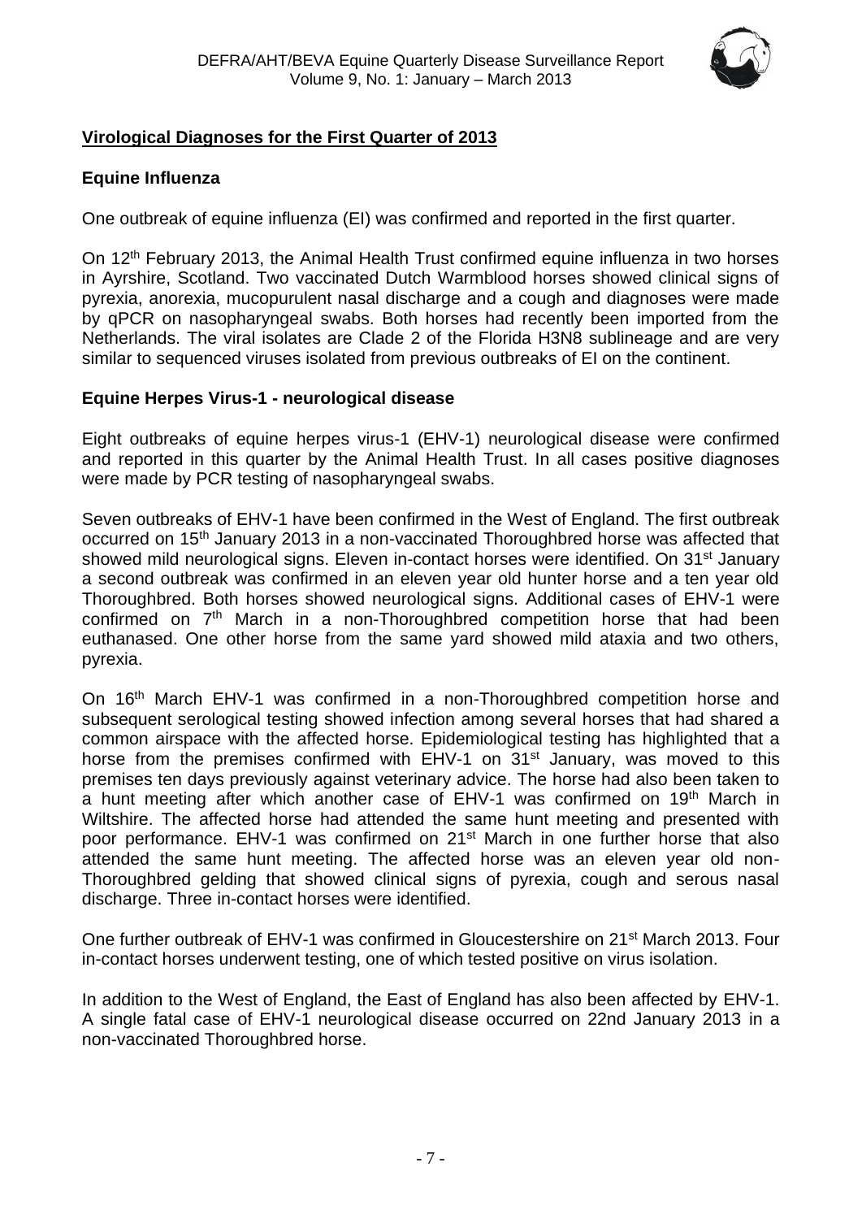## Virological Diagnoses for the First Quarter of 2013

### Equine Influenza

One outbreak of equine influenza (EI) was confirmed and reported in the first quarter.

On 12th February 2013, the Animal Health Trust confirmed equine influenza in two horses in Ayrshire, Scotland. Two vaccinated Dutch Warmblood horses showed clinical signs of pyrexia, anorexia, mucopurulent nasal discharge and a cough and diagnoses were made by qPCR on nasopharyngeal swabs. Both horses had recently been imported from the Netherlands. The viral isolates are Clade 2 of the Florida H3N8 sublineage and are very similar to sequenced viruses isolated from previous outbreaks of EI on the continent.

### Equine Herpes Virus-1 - neurological disease

Eight outbreaks of equine herpes virus-1 (EHV-1) neurological disease were confirmed and reported in this quarter by the Animal Health Trust. In all cases positive diagnoses were made by PCR testing of nasopharyngeal swabs.

Seven outbreaks of EHV-1 have been confirmed in the West of England. The first outbreak occurred on 15th January 2013 in a non-vaccinated Thoroughbred horse was affected that showed mild neurological signs. Eleven in-contact horses were identified. On 31st January a second outbreak was confirmed in an eleven year old hunter horse and a ten year old Thoroughbred. Both horses showed neurological signs. Additional cases of EHV-1 were confirmed on 7th March in a non-Thoroughbred competition horse that had been euthanased. One other horse from the same yard showed mild ataxia and two others, pyrexia.

On 16th March EHV-1 was confirmed in a non-Thoroughbred competition horse and subsequent serological testing showed infection among several horses that had shared a common airspace with the affected horse. Epidemiological testing has highlighted that a horse from the premises confirmed with EHV-1 on 31st January, was moved to this premises ten days previously against veterinary advice. The horse had also been taken to a hunt meeting after which another case of EHV-1 was confirmed on 19th March in Wiltshire. The affected horse had attended the same hunt meeting and presented with poor performance. EHV-1 was confirmed on 21st March in one further horse that also attended the same hunt meeting. The affected horse was an eleven year old non-Thoroughbred gelding that showed clinical signs of pyrexia, cough and serous nasal discharge. Three in-contact horses were identified.

One further outbreak of EHV-1 was confirmed in Gloucestershire on 21st March 2013. Four in-contact horses underwent testing, one of which tested positive on virus isolation.

In addition to the West of England, the East of England has also been affected by EHV-1. A single fatal case of EHV-1 neurological disease occurred on 22nd January 2013 in a non-vaccinated Thoroughbred horse.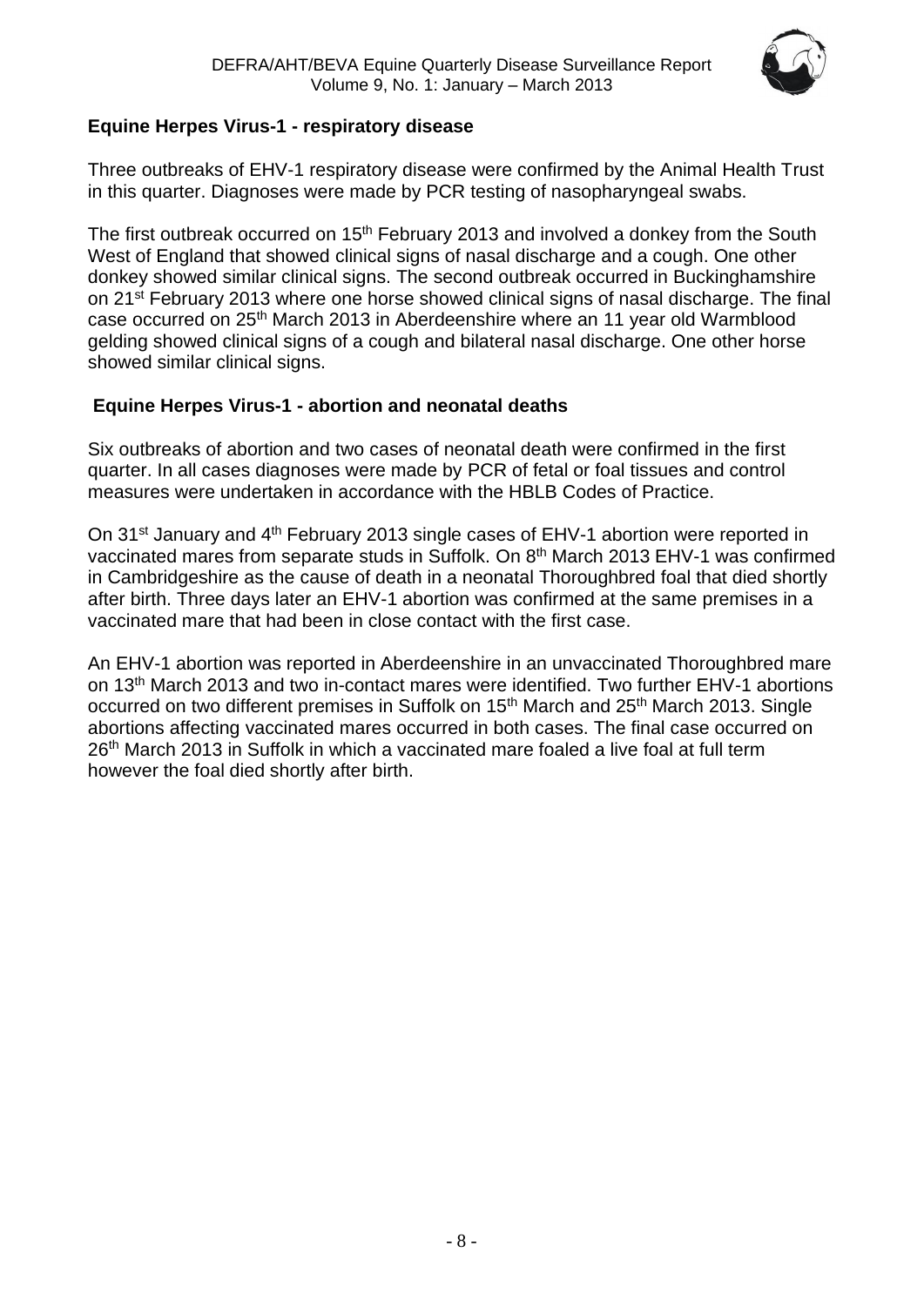## Equine Herpes Virus-1 - respiratory disease

Three outbreaks of EHV-1 respiratory disease were confirmed by the Animal Health Trust in this quarter. Diagnoses were made by PCR testing of nasopharyngeal swabs.

The first outbreak occurred on 15th February 2013 and involved a donkey from the South West of England that showed clinical signs of nasal discharge and a cough. One other donkey showed similar clinical signs. The second outbreak occurred in Buckinghamshire on 21st February 2013 where one horse showed clinical signs of nasal discharge. The final case occurred on 25th March 2013 in Aberdeenshire where an 11 year old Warmblood gelding showed clinical signs of a cough and bilateral nasal discharge. One other horse showed similar clinical signs.

## Equine Herpes Virus-1 - abortion and neonatal deaths

Six outbreaks of abortion and two cases of neonatal death were confirmed in the first quarter. In all cases diagnoses were made by PCR of fetal or foal tissues and control measures were undertaken in accordance with the HBLB Codes of Practice.

On 31st January and 4th February 2013 single cases of EHV-1 abortion were reported in vaccinated mares from separate studs in Suffolk. On 8th March 2013 EHV-1 was confirmed in Cambridgeshire as the cause of death in a neonatal Thoroughbred foal that died shortly after birth. Three days later an EHV-1 abortion was confirmed at the same premises in a vaccinated mare that had been in close contact with the first case.

An EHV-1 abortion was reported in Aberdeenshire in an unvaccinated Thoroughbred mare on 13th March 2013 and two in-contact mares were identified. Two further EHV-1 abortions occurred on two different premises in Suffolk on 15th March and 25th March 2013. Single abortions affecting vaccinated mares occurred in both cases. The final case occurred on 26th March 2013 in Suffolk in which a vaccinated mare foaled a live foal at full term however the foal died shortly after birth.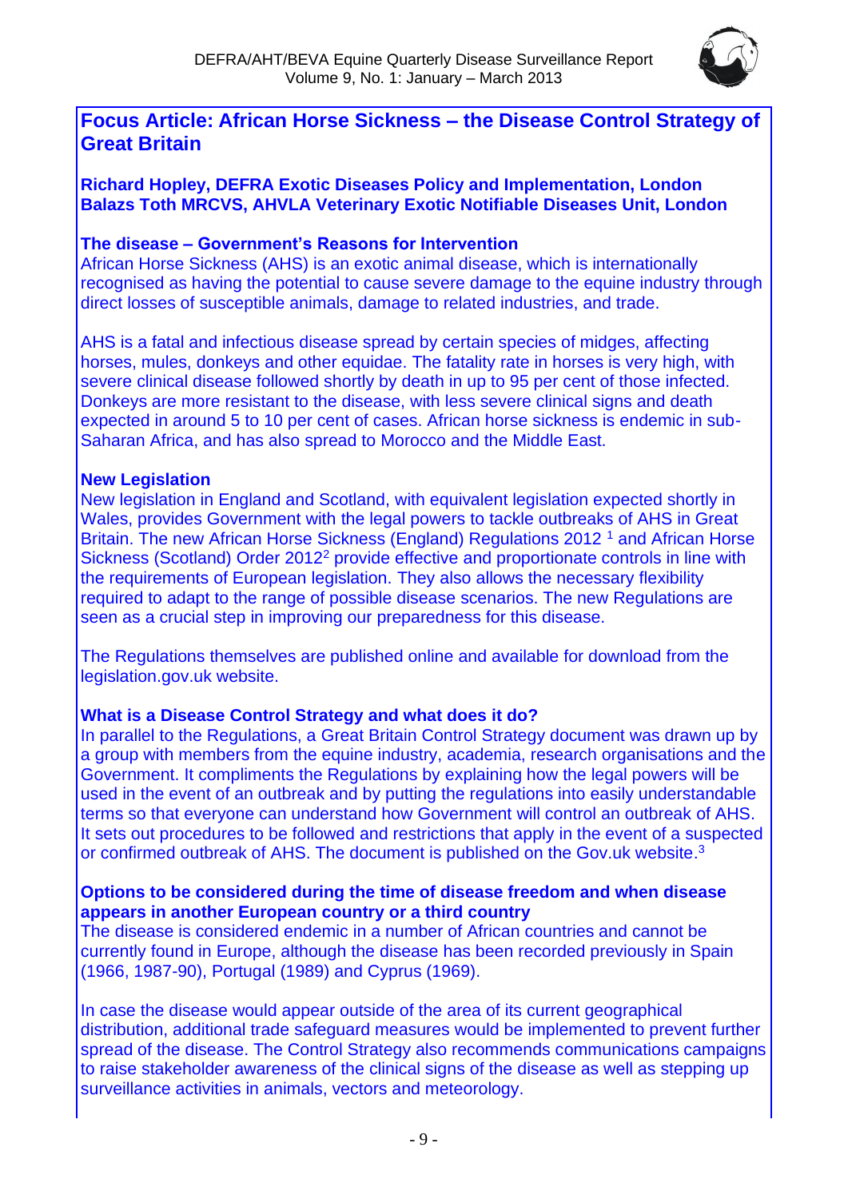## Focus Article: African Horse Sickness – the Disease Control Strategy of Great Britain

**Richard Hopley, DEFRA Exotic Diseases Policy and Implementation, London**
**Balazs Toth MRCVS, AHVLA Veterinary Exotic Notifiable Diseases Unit, London**

### The disease – Government's Reasons for Intervention

African Horse Sickness (AHS) is an exotic animal disease, which is internationally recognised as having the potential to cause severe damage to the equine industry through direct losses of susceptible animals, damage to related industries, and trade.

AHS is a fatal and infectious disease spread by certain species of midges, affecting horses, mules, donkeys and other equidae. The fatality rate in horses is very high, with severe clinical disease followed shortly by death in up to 95 per cent of those infected. Donkeys are more resistant to the disease, with less severe clinical signs and death expected in around 5 to 10 per cent of cases. African horse sickness is endemic in sub-Saharan Africa, and has also spread to Morocco and the Middle East.

### New Legislation

New legislation in England and Scotland, with equivalent legislation expected shortly in Wales, provides Government with the legal powers to tackle outbreaks of AHS in Great Britain. The new African Horse Sickness (England) Regulations 2012 [1] and African Horse Sickness (Scotland) Order 2012[2] provide effective and proportionate controls in line with the requirements of European legislation. They also allows the necessary flexibility required to adapt to the range of possible disease scenarios. The new Regulations are seen as a crucial step in improving our preparedness for this disease.

The Regulations themselves are published online and available for download from the legislation.gov.uk website.

### What is a Disease Control Strategy and what does it do?

In parallel to the Regulations, a Great Britain Control Strategy document was drawn up by a group with members from the equine industry, academia, research organisations and the Government. It compliments the Regulations by explaining how the legal powers will be used in the event of an outbreak and by putting the regulations into easily understandable terms so that everyone can understand how Government will control an outbreak of AHS. It sets out procedures to be followed and restrictions that apply in the event of a suspected or confirmed outbreak of AHS. The document is published on the Gov.uk website.[3]

### Options to be considered during the time of disease freedom and when disease appears in another European country or a third country

The disease is considered endemic in a number of African countries and cannot be currently found in Europe, although the disease has been recorded previously in Spain (1966, 1987-90), Portugal (1989) and Cyprus (1969).

In case the disease would appear outside of the area of its current geographical distribution, additional trade safeguard measures would be implemented to prevent further spread of the disease. The Control Strategy also recommends communications campaigns to raise stakeholder awareness of the clinical signs of the disease as well as stepping up surveillance activities in animals, vectors and meteorology.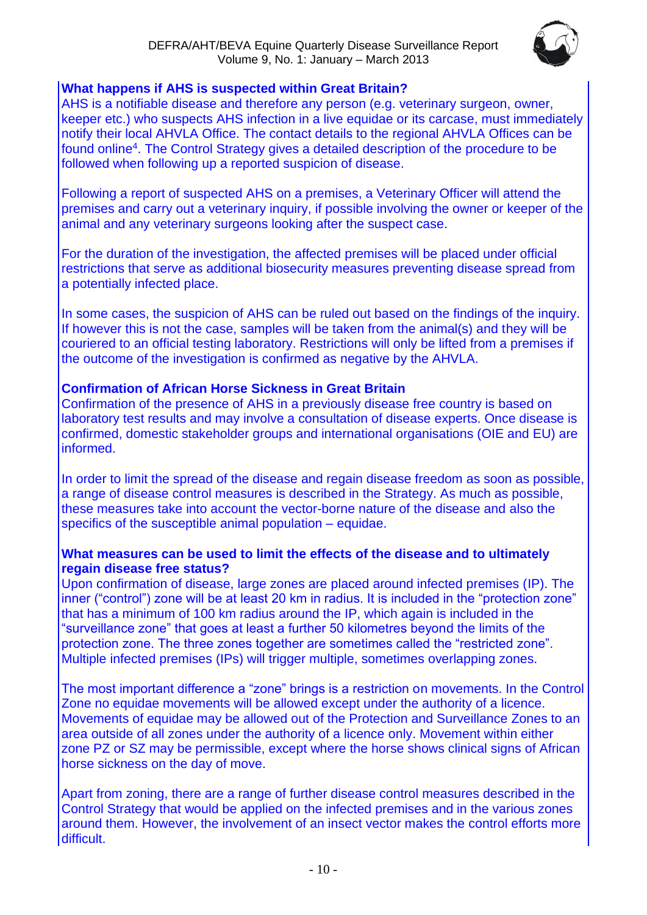### What happens if AHS is suspected within Great Britain?

AHS is a notifiable disease and therefore any person (e.g. veterinary surgeon, owner, keeper etc.) who suspects AHS infection in a live equidae or its carcase, must immediately notify their local AHVLA Office. The contact details to the regional AHVLA Offices can be found online[4]. The Control Strategy gives a detailed description of the procedure to be followed when following up a reported suspicion of disease.

Following a report of suspected AHS on a premises, a Veterinary Officer will attend the premises and carry out a veterinary inquiry, if possible involving the owner or keeper of the animal and any veterinary surgeons looking after the suspect case.

For the duration of the investigation, the affected premises will be placed under official restrictions that serve as additional biosecurity measures preventing disease spread from a potentially infected place.

In some cases, the suspicion of AHS can be ruled out based on the findings of the inquiry. If however this is not the case, samples will be taken from the animal(s) and they will be couriered to an official testing laboratory. Restrictions will only be lifted from a premises if the outcome of the investigation is confirmed as negative by the AHVLA.

### Confirmation of African Horse Sickness in Great Britain

Confirmation of the presence of AHS in a previously disease free country is based on laboratory test results and may involve a consultation of disease experts. Once disease is confirmed, domestic stakeholder groups and international organisations (OIE and EU) are informed.

In order to limit the spread of the disease and regain disease freedom as soon as possible, a range of disease control measures is described in the Strategy. As much as possible, these measures take into account the vector-borne nature of the disease and also the specifics of the susceptible animal population – equidae.

### What measures can be used to limit the effects of the disease and to ultimately regain disease free status?

Upon confirmation of disease, large zones are placed around infected premises (IP). The inner ("control") zone will be at least 20 km in radius. It is included in the "protection zone" that has a minimum of 100 km radius around the IP, which again is included in the "surveillance zone" that goes at least a further 50 kilometres beyond the limits of the protection zone. The three zones together are sometimes called the "restricted zone". Multiple infected premises (IPs) will trigger multiple, sometimes overlapping zones.

The most important difference a "zone" brings is a restriction on movements. In the Control Zone no equidae movements will be allowed except under the authority of a licence. Movements of equidae may be allowed out of the Protection and Surveillance Zones to an area outside of all zones under the authority of a licence only. Movement within either zone PZ or SZ may be permissible, except where the horse shows clinical signs of African horse sickness on the day of move.

Apart from zoning, there are a range of further disease control measures described in the Control Strategy that would be applied on the infected premises and in the various zones around them. However, the involvement of an insect vector makes the control efforts more difficult.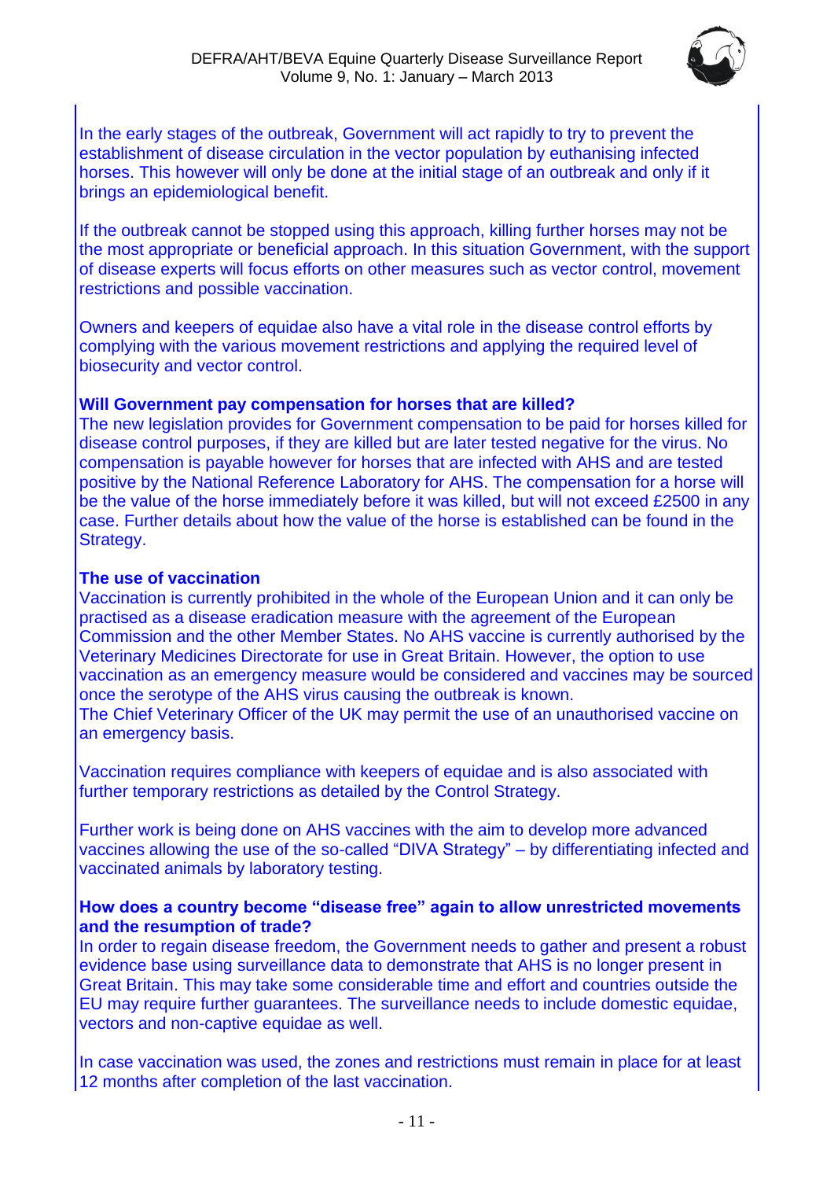In the early stages of the outbreak, Government will act rapidly to try to prevent the establishment of disease circulation in the vector population by euthanising infected horses. This however will only be done at the initial stage of an outbreak and only if it brings an epidemiological benefit.

If the outbreak cannot be stopped using this approach, killing further horses may not be the most appropriate or beneficial approach. In this situation Government, with the support of disease experts will focus efforts on other measures such as vector control, movement restrictions and possible vaccination.

Owners and keepers of equidae also have a vital role in the disease control efforts by complying with the various movement restrictions and applying the required level of biosecurity and vector control.

**Will Government pay compensation for horses that are killed?**

The new legislation provides for Government compensation to be paid for horses killed for disease control purposes, if they are killed but are later tested negative for the virus. No compensation is payable however for horses that are infected with AHS and are tested positive by the National Reference Laboratory for AHS. The compensation for a horse will be the value of the horse immediately before it was killed, but will not exceed £2500 in any case. Further details about how the value of the horse is established can be found in the Strategy.

**The use of vaccination**

Vaccination is currently prohibited in the whole of the European Union and it can only be practised as a disease eradication measure with the agreement of the European Commission and the other Member States. No AHS vaccine is currently authorised by the Veterinary Medicines Directorate for use in Great Britain. However, the option to use vaccination as an emergency measure would be considered and vaccines may be sourced once the serotype of the AHS virus causing the outbreak is known.
The Chief Veterinary Officer of the UK may permit the use of an unauthorised vaccine on an emergency basis.

Vaccination requires compliance with keepers of equidae and is also associated with further temporary restrictions as detailed by the Control Strategy.

Further work is being done on AHS vaccines with the aim to develop more advanced vaccines allowing the use of the so-called "DIVA Strategy" – by differentiating infected and vaccinated animals by laboratory testing.

**How does a country become "disease free" again to allow unrestricted movements and the resumption of trade?**

In order to regain disease freedom, the Government needs to gather and present a robust evidence base using surveillance data to demonstrate that AHS is no longer present in Great Britain. This may take some considerable time and effort and countries outside the EU may require further guarantees. The surveillance needs to include domestic equidae, vectors and non-captive equidae as well.

In case vaccination was used, the zones and restrictions must remain in place for at least 12 months after completion of the last vaccination.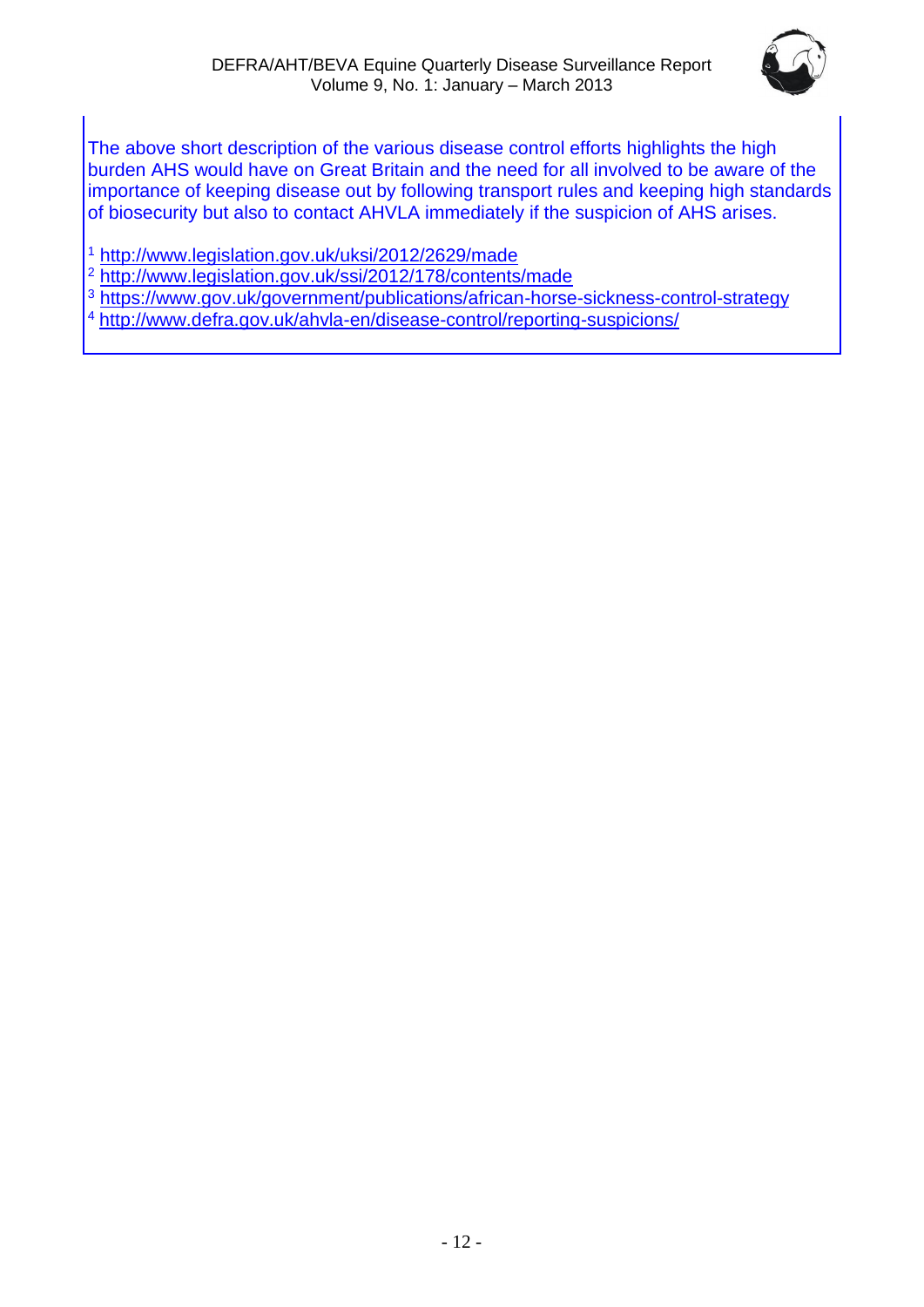The above short description of the various disease control efforts highlights the high burden AHS would have on Great Britain and the need for all involved to be aware of the importance of keeping disease out by following transport rules and keeping high standards of biosecurity but also to contact AHVLA immediately if the suspicion of AHS arises.

[1] http://www.legislation.gov.uk/uksi/2012/2629/made
[2] http://www.legislation.gov.uk/ssi/2012/178/contents/made
[3] https://www.gov.uk/government/publications/african-horse-sickness-control-strategy
[4] http://www.defra.gov.uk/ahvla-en/disease-control/reporting-suspicions/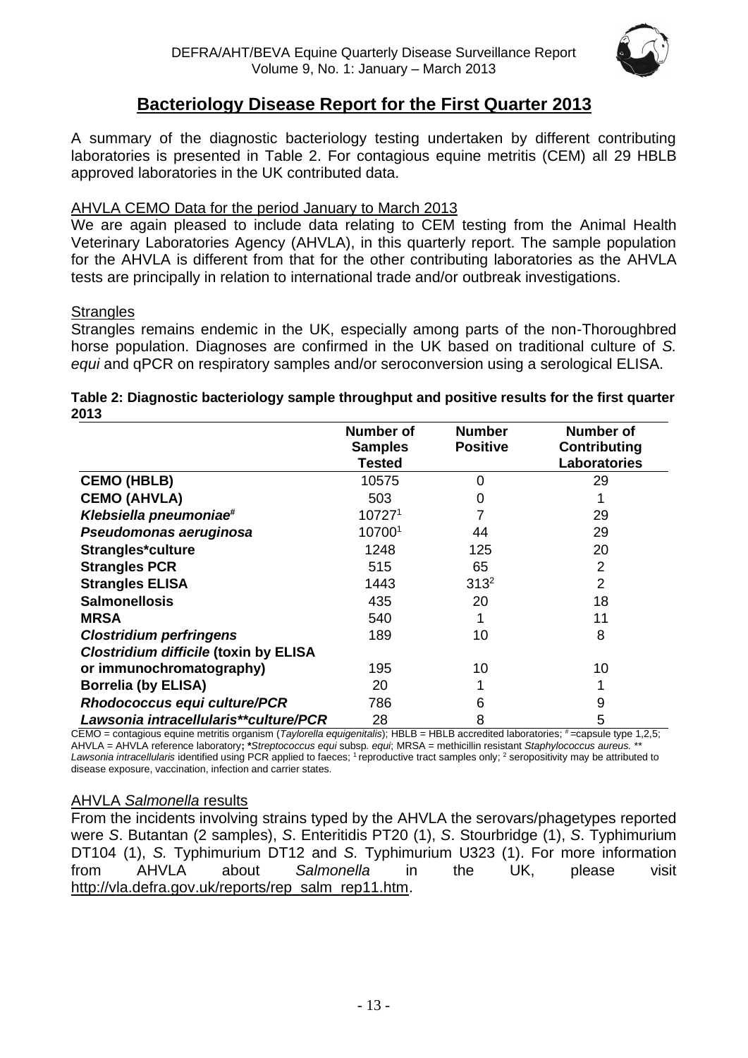## Bacteriology Disease Report for the First Quarter 2013

A summary of the diagnostic bacteriology testing undertaken by different contributing laboratories is presented in Table 2. For contagious equine metritis (CEM) all 29 HBLB approved laboratories in the UK contributed data.

### AHVLA CEMO Data for the period January to March 2013

We are again pleased to include data relating to CEM testing from the Animal Health Veterinary Laboratories Agency (AHVLA), in this quarterly report. The sample population for the AHVLA is different from that for the other contributing laboratories as the AHVLA tests are principally in relation to international trade and/or outbreak investigations.

### Strangles

Strangles remains endemic in the UK, especially among parts of the non-Thoroughbred horse population. Diagnoses are confirmed in the UK based on traditional culture of *S. equi* and qPCR on respiratory samples and/or seroconversion using a serological ELISA.

**Table 2: Diagnostic bacteriology sample throughput and positive results for the first quarter 2013**

| | Number of Samples Tested | Number Positive | Number of Contributing Laboratories |
|---|---|---|---|
| **CEMO (HBLB)** | 10575 | 0 | 29 |
| **CEMO (AHVLA)** | 503 | 0 | 1 |
| ***Klebsiella pneumoniae***[#] | 10727[1] | 7 | 29 |
| ***Pseudomonas aeruginosa*** | 10700[1] | 44 | 29 |
| **Strangles*culture** | 1248 | 125 | 20 |
| **Strangles PCR** | 515 | 65 | 2 |
| **Strangles ELISA** | 1443 | 313[2] | 2 |
| **Salmonellosis** | 435 | 20 | 18 |
| **MRSA** | 540 | 1 | 11 |
| ***Clostridium perfringens*** | 189 | 10 | 8 |
| ***Clostridium difficile* (toxin by ELISA or immunochromatography)** | 195 | 10 | 10 |
| **Borrelia (by ELISA)** | 20 | 1 | 1 |
| ***Rhodococcus equi culture/PCR*** | 786 | 6 | 9 |
| ***Lawsonia intracellularis\*\*culture/PCR*** | 28 | 8 | 5 |

CEMO = contagious equine metritis organism (*Taylorella equigenitalis*); HBLB = HBLB accredited laboratories; # =capsule type 1,2,5; AHVLA = AHVLA reference laboratory; ***Streptococcus equi* subsp. *equi*; MRSA = methicillin resistant *Staphylococcus aureus.* ** *Lawsonia intracellularis* identified using PCR applied to faeces; [1] reproductive tract samples only; [2] seropositivity may be attributed to disease exposure, vaccination, infection and carrier states.

### AHVLA *Salmonella* results

From the incidents involving strains typed by the AHVLA the serovars/phagetypes reported were *S*. Butantan (2 samples), *S*. Enteritidis PT20 (1), *S*. Stourbridge (1), *S*. Typhimurium DT104 (1), *S.* Typhimurium DT12 and *S.* Typhimurium U323 (1). For more information from AHVLA about *Salmonella* in the UK, please visit http://vla.defra.gov.uk/reports/rep_salm_rep11.htm.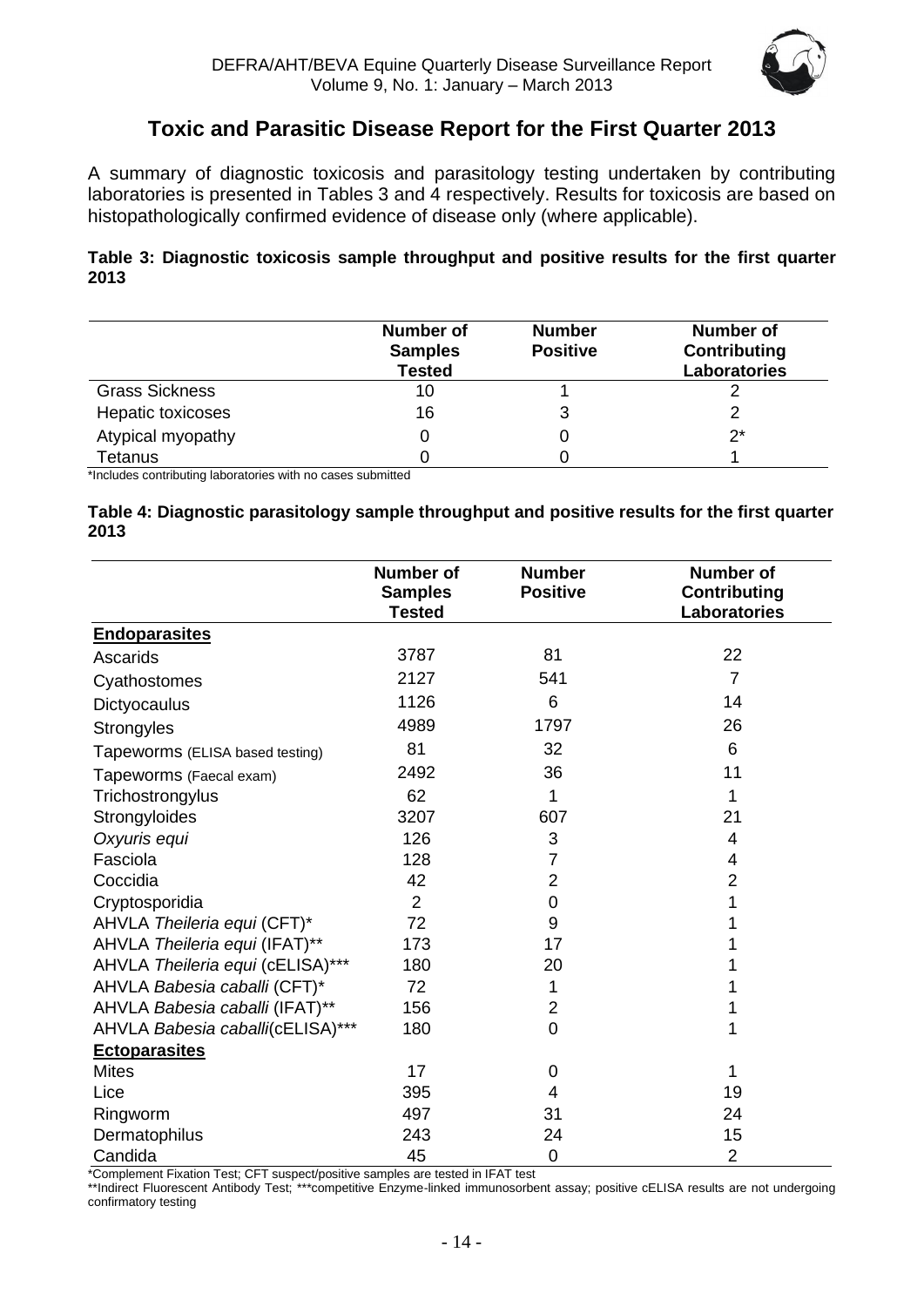## Toxic and Parasitic Disease Report for the First Quarter 2013

A summary of diagnostic toxicosis and parasitology testing undertaken by contributing laboratories is presented in Tables 3 and 4 respectively. Results for toxicosis are based on histopathologically confirmed evidence of disease only (where applicable).

**Table 3: Diagnostic toxicosis sample throughput and positive results for the first quarter 2013**

| | Number of Samples Tested | Number Positive | Number of Contributing Laboratories |
|---|---|---|---|
| Grass Sickness | 10 | 1 | 2 |
| Hepatic toxicoses | 16 | 3 | 2 |
| Atypical myopathy | 0 | 0 | 2* |
| Tetanus | 0 | 0 | 1 |

*Includes contributing laboratories with no cases submitted

**Table 4: Diagnostic parasitology sample throughput and positive results for the first quarter 2013**

| | Number of Samples Tested | Number Positive | Number of Contributing Laboratories |
|---|---|---|---|
| **Endoparasites** | | | |
| Ascarids | 3787 | 81 | 22 |
| Cyathostomes | 2127 | 541 | 7 |
| Dictyocaulus | 1126 | 6 | 14 |
| Strongyles | 4989 | 1797 | 26 |
| Tapeworms (ELISA based testing) | 81 | 32 | 6 |
| Tapeworms (Faecal exam) | 2492 | 36 | 11 |
| Trichostrongylus | 62 | 1 | 1 |
| Strongyloides | 3207 | 607 | 21 |
| *Oxyuris equi* | 126 | 3 | 4 |
| Fasciola | 128 | 7 | 4 |
| Coccidia | 42 | 2 | 2 |
| Cryptosporidia | 2 | 0 | 1 |
| AHVLA *Theileria equi* (CFT)* | 72 | 9 | 1 |
| AHVLA *Theileria equi* (IFAT)** | 173 | 17 | 1 |
| AHVLA *Theileria equi* (cELISA)*** | 180 | 20 | 1 |
| AHVLA *Babesia caballi* (CFT)* | 72 | 1 | 1 |
| AHVLA *Babesia caballi* (IFAT)** | 156 | 2 | 1 |
| AHVLA *Babesia caballi*(cELISA)*** | 180 | 0 | 1 |
| **Ectoparasites** | | | |
| Mites | 17 | 0 | 1 |
| Lice | 395 | 4 | 19 |
| Ringworm | 497 | 31 | 24 |
| Dermatophilus | 243 | 24 | 15 |
| Candida | 45 | 0 | 2 |

*Complement Fixation Test; CFT suspect/positive samples are tested in IFAT test

**Indirect Fluorescent Antibody Test; ***competitive Enzyme-linked immunosorbent assay; positive cELISA results are not undergoing confirmatory testing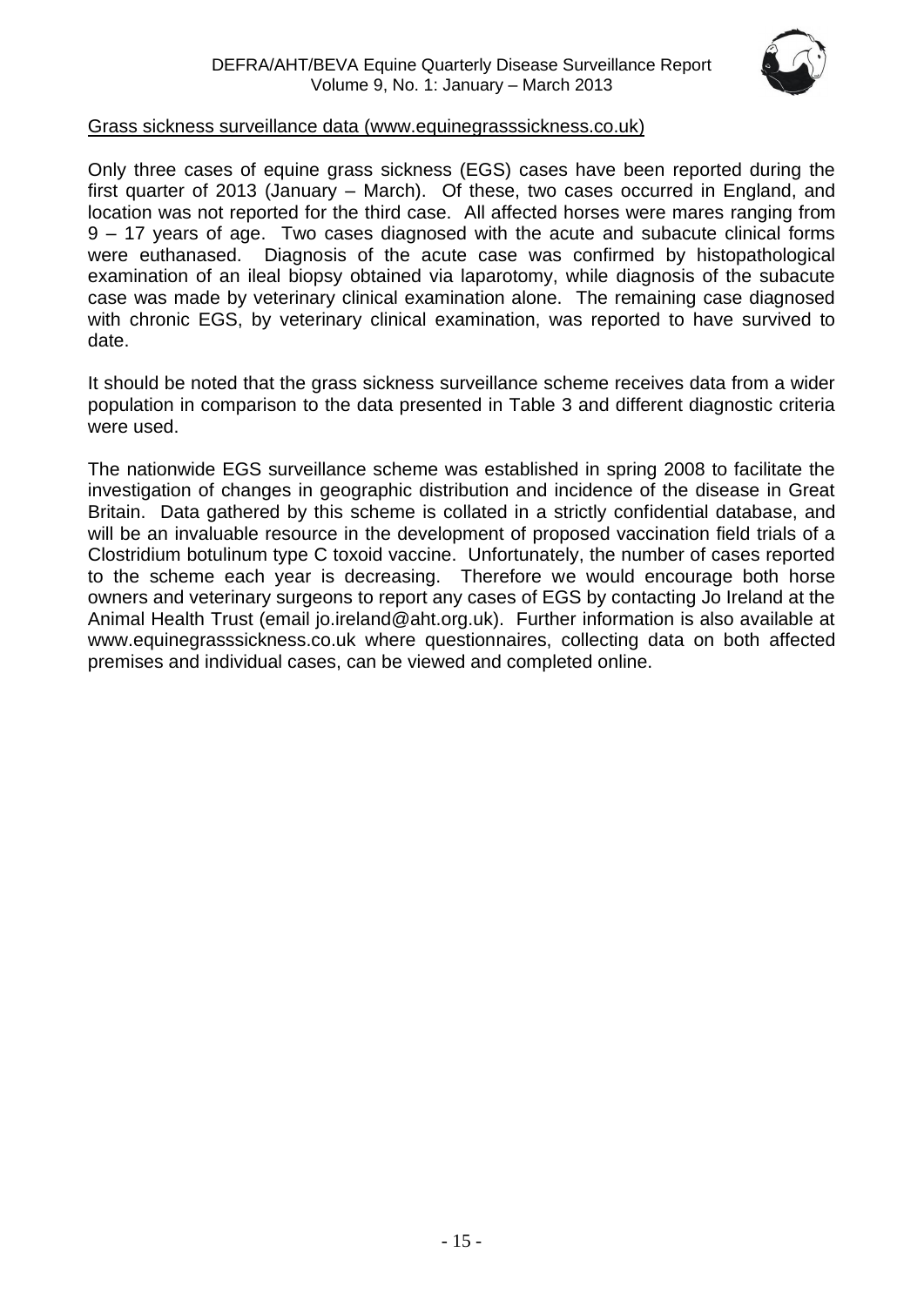Grass sickness surveillance data (www.equinegrasssickness.co.uk)

Only three cases of equine grass sickness (EGS) cases have been reported during the first quarter of 2013 (January – March). Of these, two cases occurred in England, and location was not reported for the third case. All affected horses were mares ranging from 9 – 17 years of age. Two cases diagnosed with the acute and subacute clinical forms were euthanased. Diagnosis of the acute case was confirmed by histopathological examination of an ileal biopsy obtained via laparotomy, while diagnosis of the subacute case was made by veterinary clinical examination alone. The remaining case diagnosed with chronic EGS, by veterinary clinical examination, was reported to have survived to date.

It should be noted that the grass sickness surveillance scheme receives data from a wider population in comparison to the data presented in Table 3 and different diagnostic criteria were used.

The nationwide EGS surveillance scheme was established in spring 2008 to facilitate the investigation of changes in geographic distribution and incidence of the disease in Great Britain. Data gathered by this scheme is collated in a strictly confidential database, and will be an invaluable resource in the development of proposed vaccination field trials of a Clostridium botulinum type C toxoid vaccine. Unfortunately, the number of cases reported to the scheme each year is decreasing. Therefore we would encourage both horse owners and veterinary surgeons to report any cases of EGS by contacting Jo Ireland at the Animal Health Trust (email jo.ireland@aht.org.uk). Further information is also available at www.equinegrasssickness.co.uk where questionnaires, collecting data on both affected premises and individual cases, can be viewed and completed online.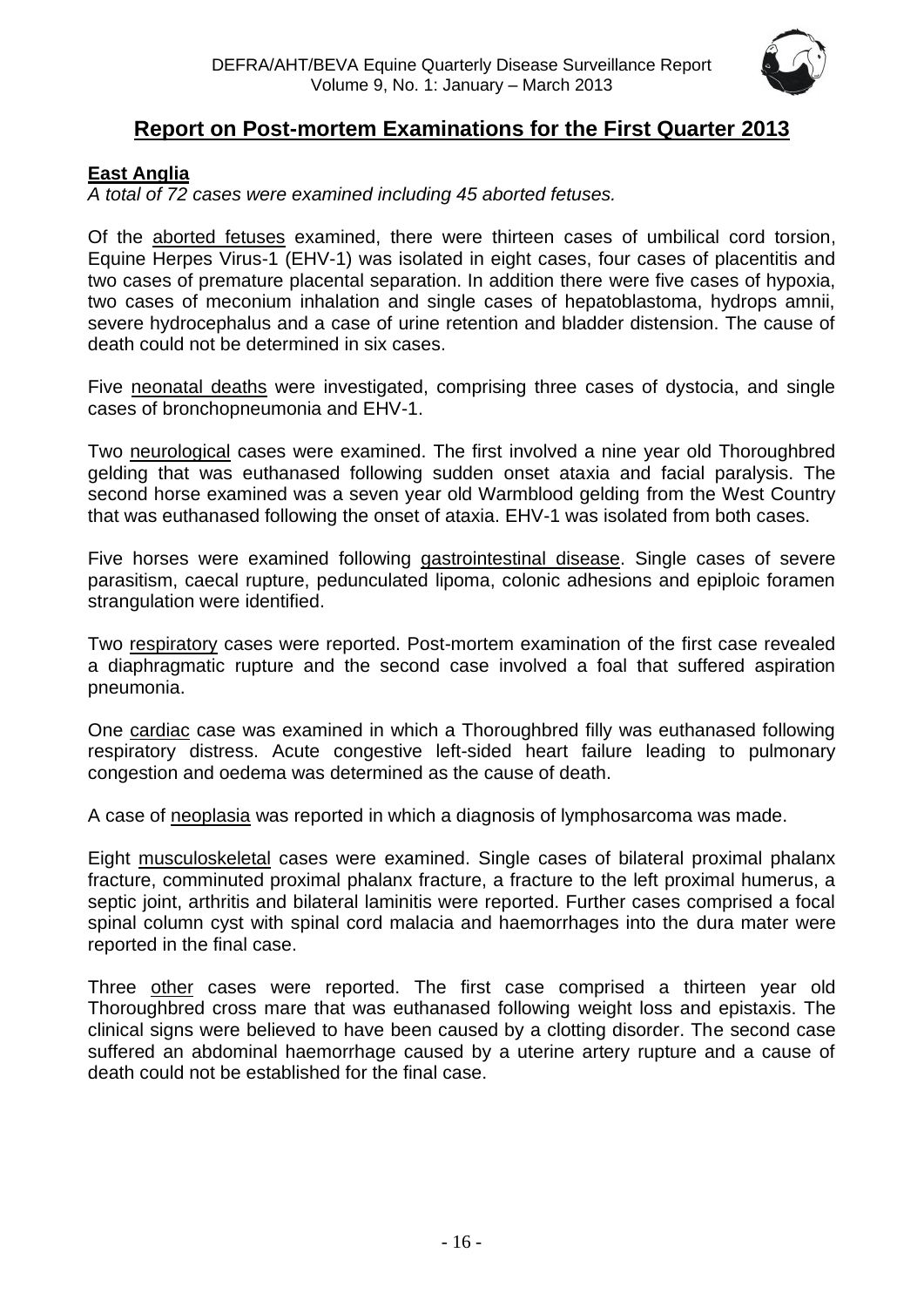## Report on Post-mortem Examinations for the First Quarter 2013

### East Anglia

*A total of 72 cases were examined including 45 aborted fetuses.*

Of the aborted fetuses examined, there were thirteen cases of umbilical cord torsion, Equine Herpes Virus-1 (EHV-1) was isolated in eight cases, four cases of placentitis and two cases of premature placental separation. In addition there were five cases of hypoxia, two cases of meconium inhalation and single cases of hepatoblastoma, hydrops amnii, severe hydrocephalus and a case of urine retention and bladder distension. The cause of death could not be determined in six cases.

Five neonatal deaths were investigated, comprising three cases of dystocia, and single cases of bronchopneumonia and EHV-1.

Two neurological cases were examined. The first involved a nine year old Thoroughbred gelding that was euthanased following sudden onset ataxia and facial paralysis. The second horse examined was a seven year old Warmblood gelding from the West Country that was euthanased following the onset of ataxia. EHV-1 was isolated from both cases.

Five horses were examined following gastrointestinal disease. Single cases of severe parasitism, caecal rupture, pedunculated lipoma, colonic adhesions and epiploic foramen strangulation were identified.

Two respiratory cases were reported. Post-mortem examination of the first case revealed a diaphragmatic rupture and the second case involved a foal that suffered aspiration pneumonia.

One cardiac case was examined in which a Thoroughbred filly was euthanased following respiratory distress. Acute congestive left-sided heart failure leading to pulmonary congestion and oedema was determined as the cause of death.

A case of neoplasia was reported in which a diagnosis of lymphosarcoma was made.

Eight musculoskeletal cases were examined. Single cases of bilateral proximal phalanx fracture, comminuted proximal phalanx fracture, a fracture to the left proximal humerus, a septic joint, arthritis and bilateral laminitis were reported. Further cases comprised a focal spinal column cyst with spinal cord malacia and haemorrhages into the dura mater were reported in the final case.

Three other cases were reported. The first case comprised a thirteen year old Thoroughbred cross mare that was euthanased following weight loss and epistaxis. The clinical signs were believed to have been caused by a clotting disorder. The second case suffered an abdominal haemorrhage caused by a uterine artery rupture and a cause of death could not be established for the final case.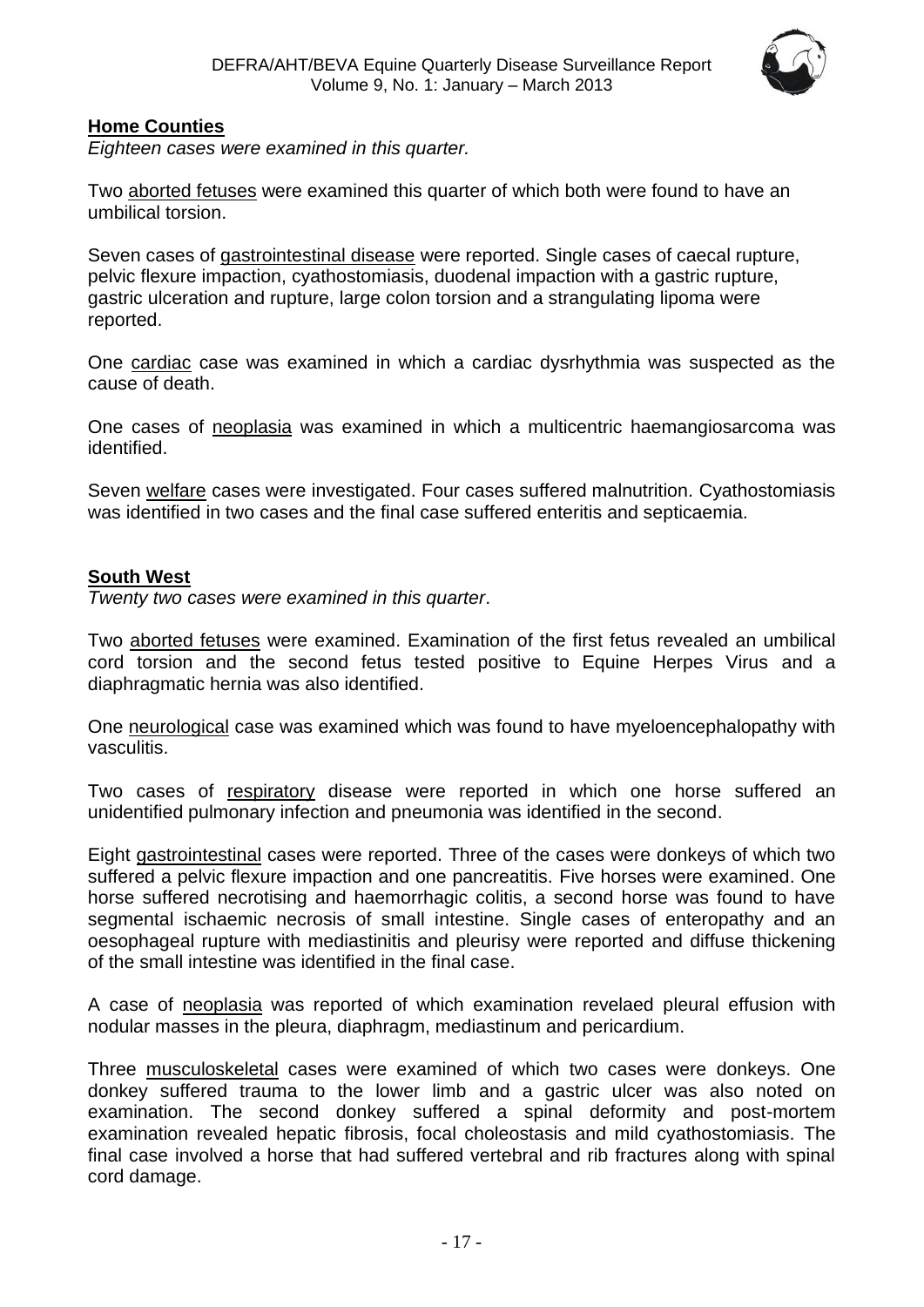## **Home Counties**

*Eighteen cases were examined in this quarter.*

Two aborted fetuses were examined this quarter of which both were found to have an umbilical torsion.

Seven cases of gastrointestinal disease were reported. Single cases of caecal rupture, pelvic flexure impaction, cyathostomiasis, duodenal impaction with a gastric rupture, gastric ulceration and rupture, large colon torsion and a strangulating lipoma were reported.

One cardiac case was examined in which a cardiac dysrhythmia was suspected as the cause of death.

One cases of neoplasia was examined in which a multicentric haemangiosarcoma was identified.

Seven welfare cases were investigated. Four cases suffered malnutrition. Cyathostomiasis was identified in two cases and the final case suffered enteritis and septicaemia.

## **South West**

*Twenty two cases were examined in this quarter*.

Two aborted fetuses were examined. Examination of the first fetus revealed an umbilical cord torsion and the second fetus tested positive to Equine Herpes Virus and a diaphragmatic hernia was also identified.

One neurological case was examined which was found to have myeloencephalopathy with vasculitis.

Two cases of respiratory disease were reported in which one horse suffered an unidentified pulmonary infection and pneumonia was identified in the second.

Eight gastrointestinal cases were reported. Three of the cases were donkeys of which two suffered a pelvic flexure impaction and one pancreatitis. Five horses were examined. One horse suffered necrotising and haemorrhagic colitis, a second horse was found to have segmental ischaemic necrosis of small intestine. Single cases of enteropathy and an oesophageal rupture with mediastinitis and pleurisy were reported and diffuse thickening of the small intestine was identified in the final case.

A case of neoplasia was reported of which examination revelaed pleural effusion with nodular masses in the pleura, diaphragm, mediastinum and pericardium.

Three musculoskeletal cases were examined of which two cases were donkeys. One donkey suffered trauma to the lower limb and a gastric ulcer was also noted on examination. The second donkey suffered a spinal deformity and post-mortem examination revealed hepatic fibrosis, focal choleostasis and mild cyathostomiasis. The final case involved a horse that had suffered vertebral and rib fractures along with spinal cord damage.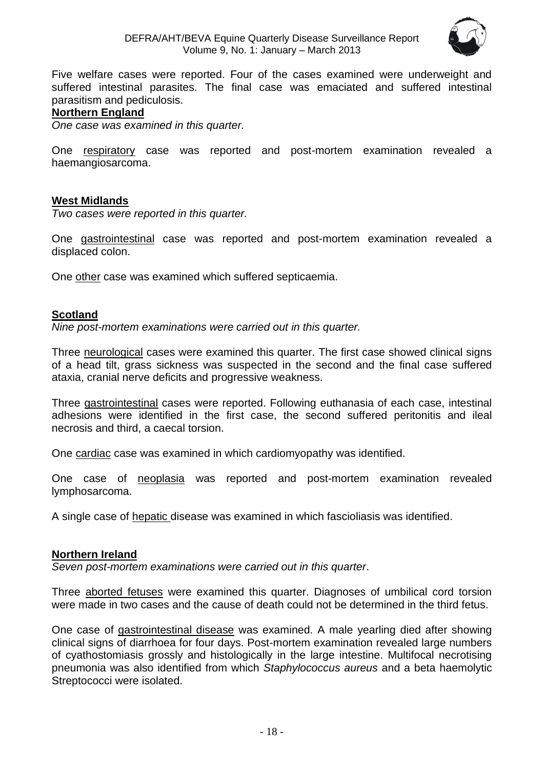Five welfare cases were reported. Four of the cases examined were underweight and suffered intestinal parasites. The final case was emaciated and suffered intestinal parasitism and pediculosis.

**Northern England**

*One case was examined in this quarter.*

One respiratory case was reported and post-mortem examination revealed a haemangiosarcoma.

**West Midlands**

*Two cases were reported in this quarter.*

One gastrointestinal case was reported and post-mortem examination revealed a displaced colon.

One other case was examined which suffered septicaemia.

**Scotland**

*Nine post-mortem examinations were carried out in this quarter.*

Three neurological cases were examined this quarter. The first case showed clinical signs of a head tilt, grass sickness was suspected in the second and the final case suffered ataxia, cranial nerve deficits and progressive weakness.

Three gastrointestinal cases were reported. Following euthanasia of each case, intestinal adhesions were identified in the first case, the second suffered peritonitis and ileal necrosis and third, a caecal torsion.

One cardiac case was examined in which cardiomyopathy was identified.

One case of neoplasia was reported and post-mortem examination revealed lymphosarcoma.

A single case of hepatic disease was examined in which fascioliasis was identified.

**Northern Ireland**

*Seven post-mortem examinations were carried out in this quarter*.

Three aborted fetuses were examined this quarter. Diagnoses of umbilical cord torsion were made in two cases and the cause of death could not be determined in the third fetus.

One case of gastrointestinal disease was examined. A male yearling died after showing clinical signs of diarrhoea for four days. Post-mortem examination revealed large numbers of cyathostomiasis grossly and histologically in the large intestine. Multifocal necrotising pneumonia was also identified from which *Staphylococcus aureus* and a beta haemolytic Streptococci were isolated.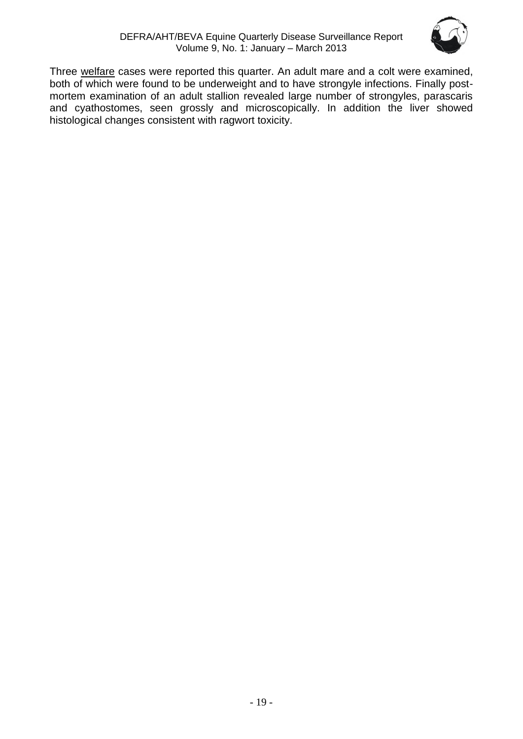Three welfare cases were reported this quarter. An adult mare and a colt were examined, both of which were found to be underweight and to have strongyle infections. Finally post-mortem examination of an adult stallion revealed large number of strongyles, parascaris and cyathostomes, seen grossly and microscopically. In addition the liver showed histological changes consistent with ragwort toxicity.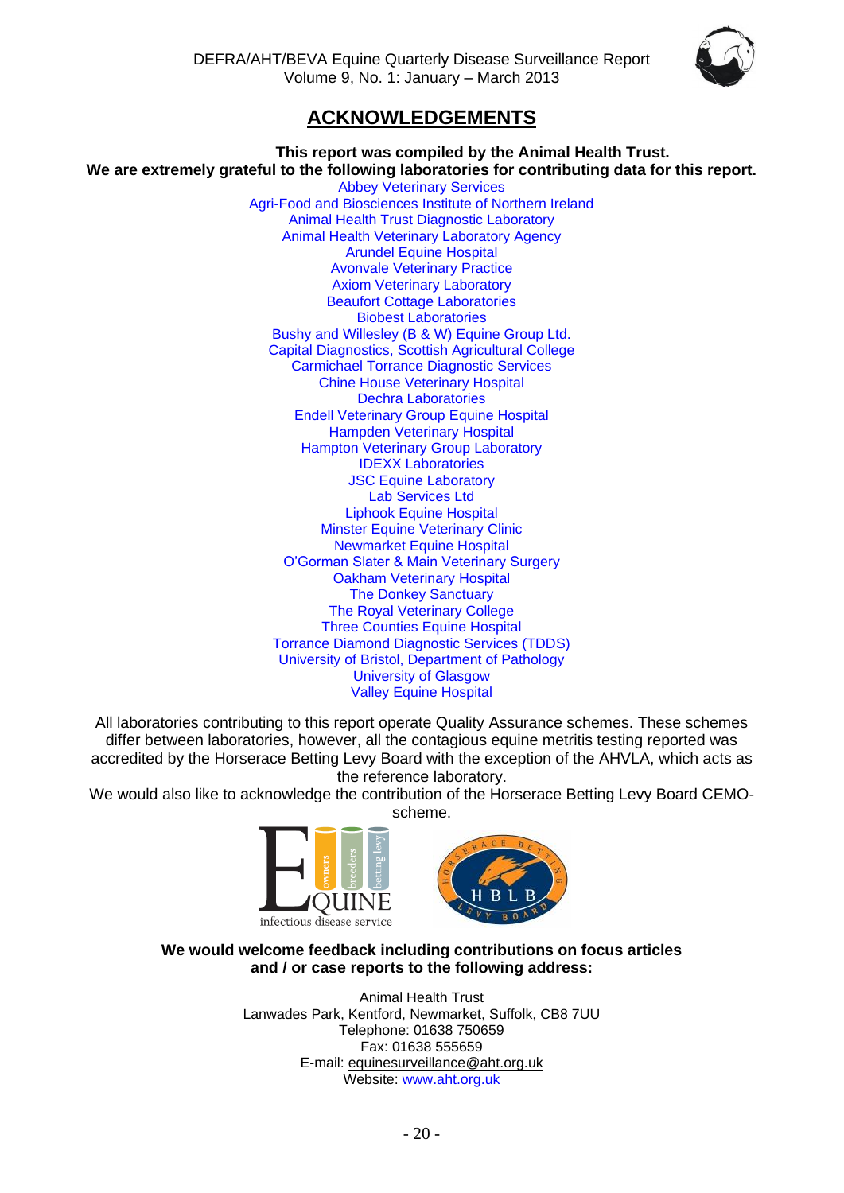# ACKNOWLEDGEMENTS

**This report was compiled by the Animal Health Trust.**
**We are extremely grateful to the following laboratories for contributing data for this report.**

Abbey Veterinary Services
Agri-Food and Biosciences Institute of Northern Ireland
Animal Health Trust Diagnostic Laboratory
Animal Health Veterinary Laboratory Agency
Arundel Equine Hospital
Avonvale Veterinary Practice
Axiom Veterinary Laboratory
Beaufort Cottage Laboratories
Biobest Laboratories
Bushy and Willesley (B & W) Equine Group Ltd.
Capital Diagnostics, Scottish Agricultural College
Carmichael Torrance Diagnostic Services
Chine House Veterinary Hospital
Dechra Laboratories
Endell Veterinary Group Equine Hospital
Hampden Veterinary Hospital
Hampton Veterinary Group Laboratory
IDEXX Laboratories
JSC Equine Laboratory
Lab Services Ltd
Liphook Equine Hospital
Minster Equine Veterinary Clinic
Newmarket Equine Hospital
O'Gorman Slater & Main Veterinary Surgery
Oakham Veterinary Hospital
The Donkey Sanctuary
The Royal Veterinary College
Three Counties Equine Hospital
Torrance Diamond Diagnostic Services (TDDS)
University of Bristol, Department of Pathology
University of Glasgow
Valley Equine Hospital

All laboratories contributing to this report operate Quality Assurance schemes. These schemes differ between laboratories, however, all the contagious equine metritis testing reported was accredited by the Horserace Betting Levy Board with the exception of the AHVLA, which acts as the reference laboratory.

We would also like to acknowledge the contribution of the Horserace Betting Levy Board CEMO-scheme.

**We would welcome feedback including contributions on focus articles and / or case reports to the following address:**

Animal Health Trust
Lanwades Park, Kentford, Newmarket, Suffolk, CB8 7UU
Telephone: 01638 750659
Fax: 01638 555659
E-mail: equinesurveillance@aht.org.uk
Website: www.aht.org.uk